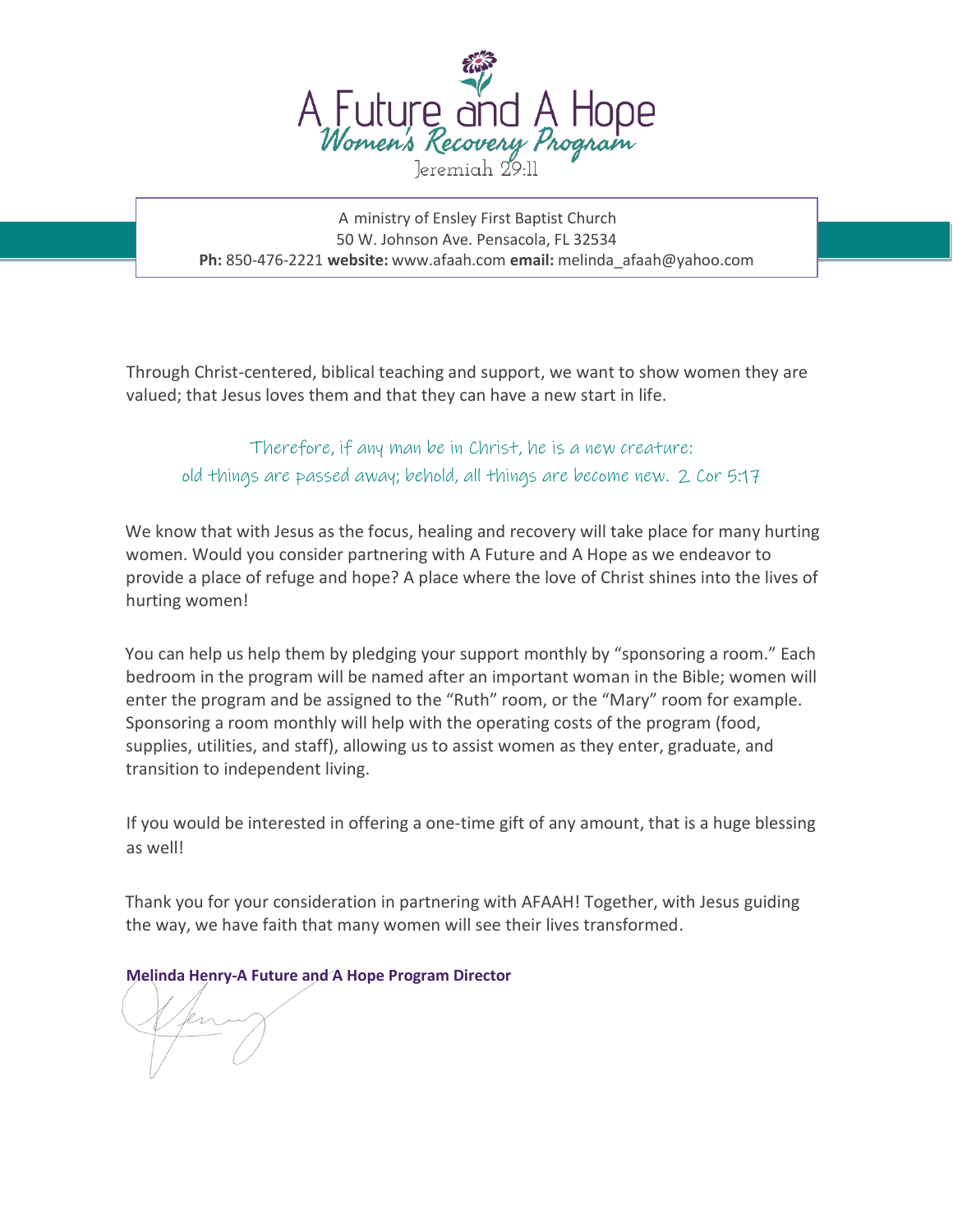# A Future and A Hope

## Women's Recovery Program

Jeremiah 29:11

A ministry of Ensley First Baptist Church
50 W. Johnson Ave. Pensacola, FL 32534
**Ph:** 850-476-2221 **website:** www.afaah.com **email:** melinda_afaah@yahoo.com

Through Christ-centered, biblical teaching and support, we want to show women they are valued; that Jesus loves them and that they can have a new start in life.

*Therefore, if any man be in Christ, he is a new creature:
old things are passed away; behold, all things are become new. 2 Cor 5:17*

We know that with Jesus as the focus, healing and recovery will take place for many hurting women. Would you consider partnering with A Future and A Hope as we endeavor to provide a place of refuge and hope? A place where the love of Christ shines into the lives of hurting women!

You can help us help them by pledging your support monthly by "sponsoring a room." Each bedroom in the program will be named after an important woman in the Bible; women will enter the program and be assigned to the "Ruth" room, or the "Mary" room for example. Sponsoring a room monthly will help with the operating costs of the program (food, supplies, utilities, and staff), allowing us to assist women as they enter, graduate, and transition to independent living.

If you would be interested in offering a one-time gift of any amount, that is a huge blessing as well!

Thank you for your consideration in partnering with AFAAH! Together, with Jesus guiding the way, we have faith that many women will see their lives transformed.

**Melinda Henry-A Future and A Hope Program Director**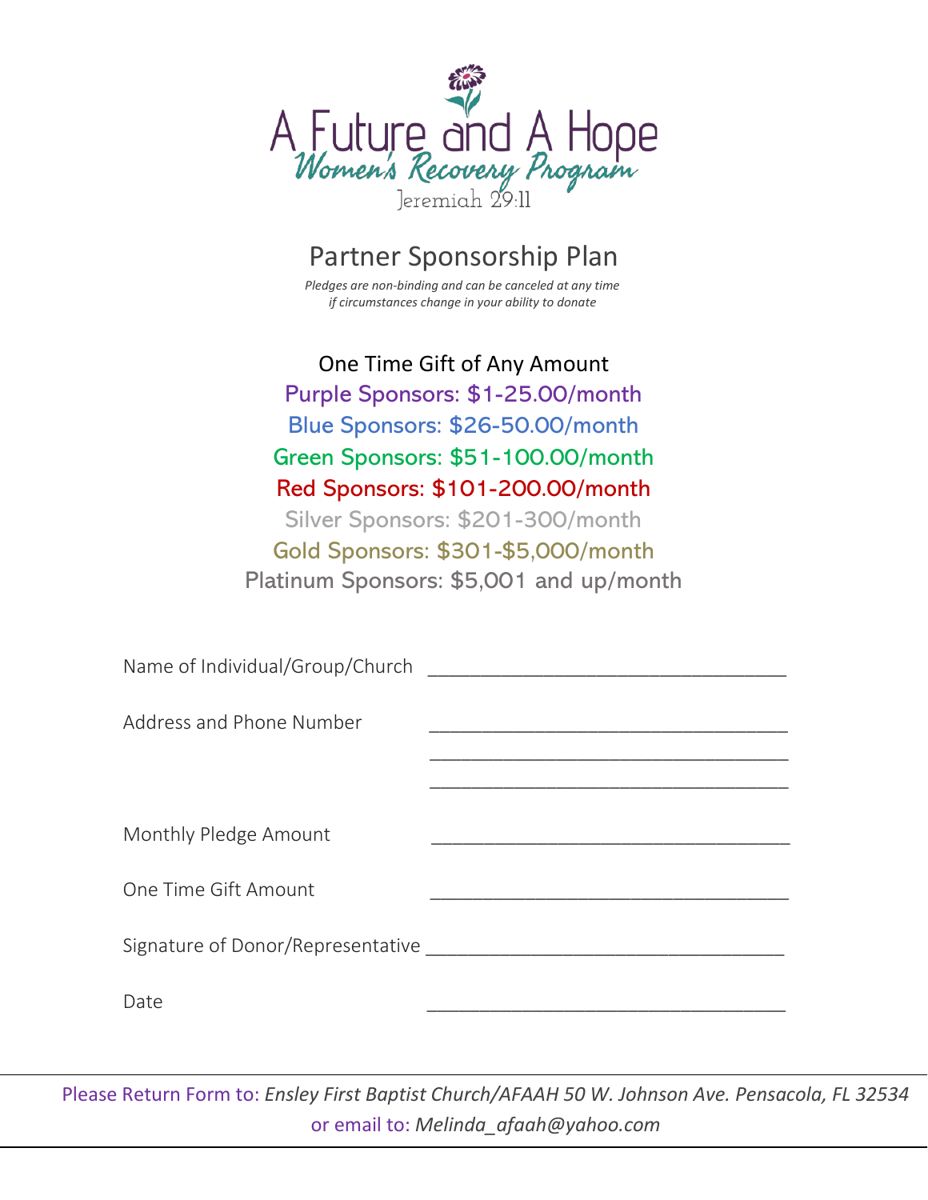# A Future and A Hope

## Women's Recovery Program

Jeremiah 29:11

## Partner Sponsorship Plan

*Pledges are non-binding and can be canceled at any time if circumstances change in your ability to donate*

One Time Gift of Any Amount

Purple Sponsors: $1-25.00/month

Blue Sponsors: $26-50.00/month

Green Sponsors: $51-100.00/month

Red Sponsors: $101-200.00/month

Silver Sponsors: $201-300/month

Gold Sponsors: $301-$5,000/month

Platinum Sponsors: $5,001 and up/month

Name of Individual/Group/Church ___________________________________

Address and Phone Number ___________________________________

___________________________________

___________________________________

Monthly Pledge Amount ___________________________________

One Time Gift Amount ___________________________________

Signature of Donor/Representative ___________________________________

Date ___________________________________

Please Return Form to: *Ensley First Baptist Church/AFAAH 50 W. Johnson Ave. Pensacola, FL 32534*

or email to: *Melinda_afaah@yahoo.com*